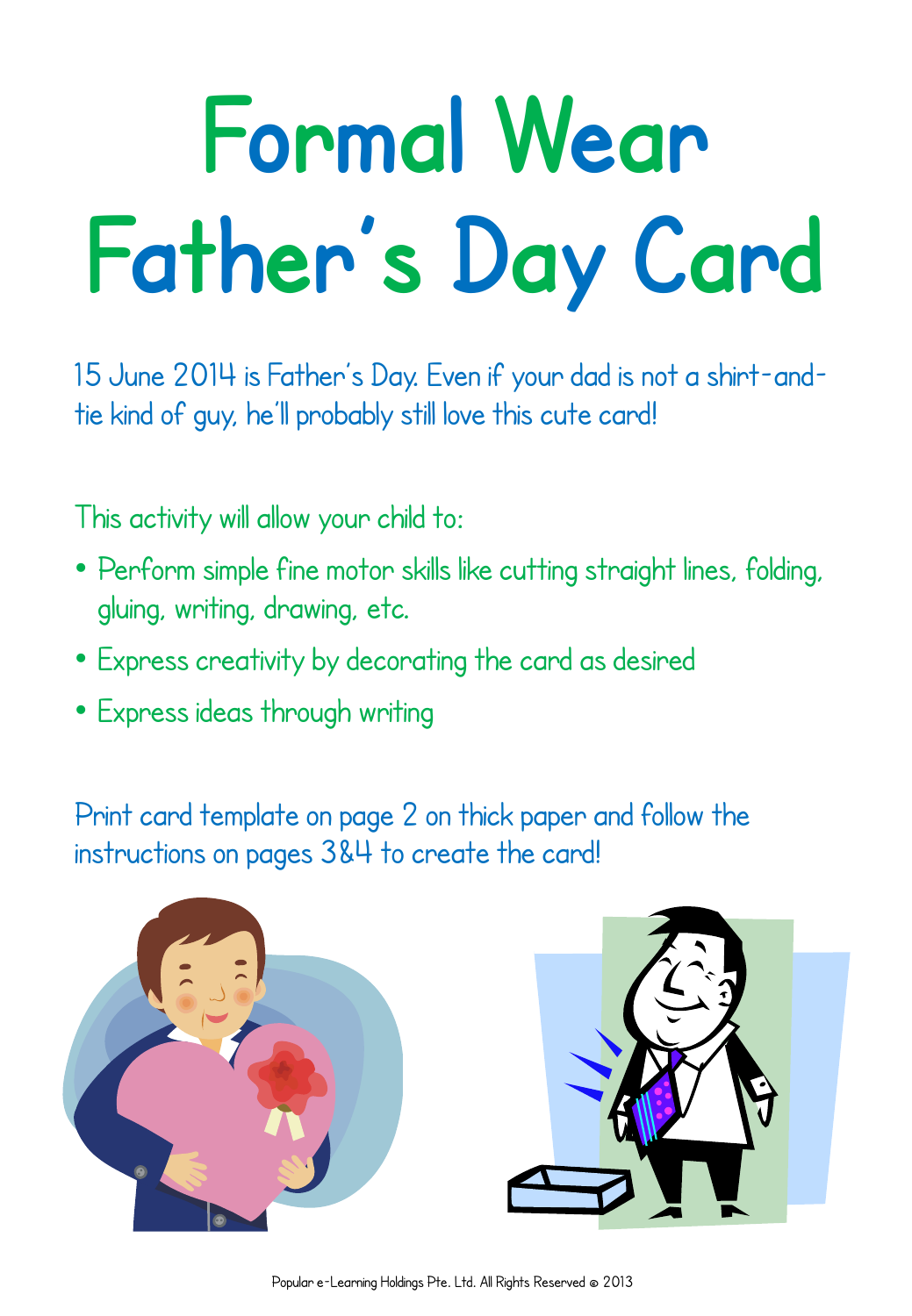# Formal Wear Father's Day Card

15 June 2014 is Father's Day. Even if your dad is not a shirt-and-tie kind of guy, he'll probably still love this cute card!

This activity will allow your child to:

- Perform simple fine motor skills like cutting straight lines, folding, gluing, writing, drawing, etc.
- Express creativity by decorating the card as desired
- Express ideas through writing

Print card template on page 2 on thick paper and follow the instructions on pages 3&4 to create the card!

Popular e-Learning Holdings Pte. Ltd. All Rights Reserved © 2013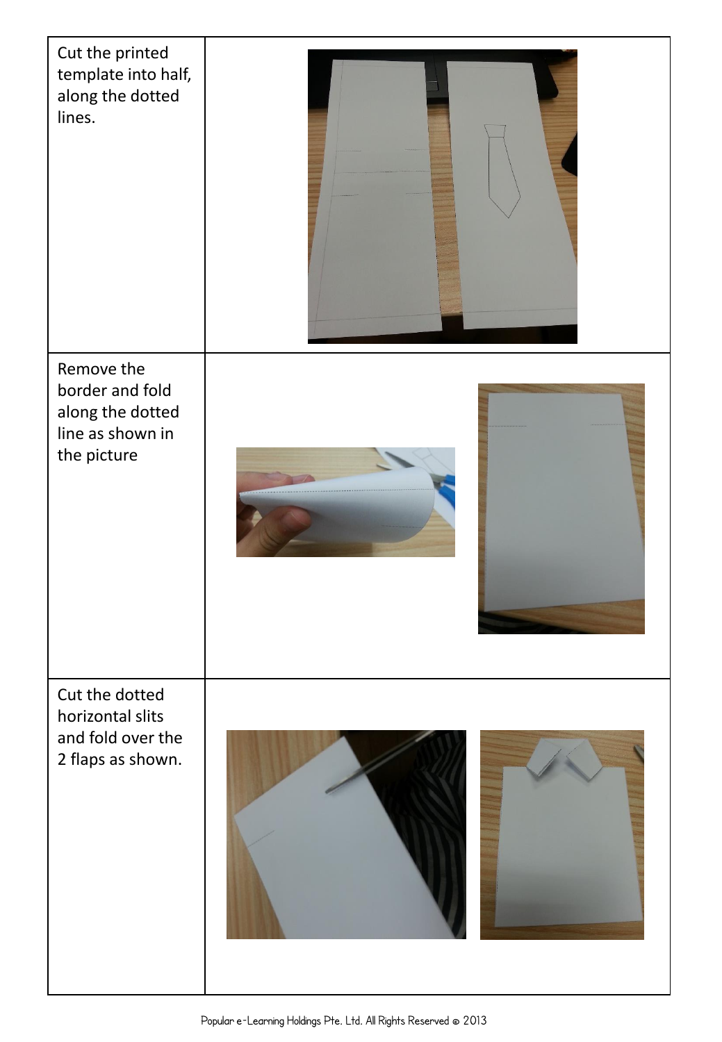| | |
|---|---|
| Cut the printed template into half, along the dotted lines. | |
| Remove the border and fold along the dotted line as shown in the picture | |
| Cut the dotted horizontal slits and fold over the 2 flaps as shown. | |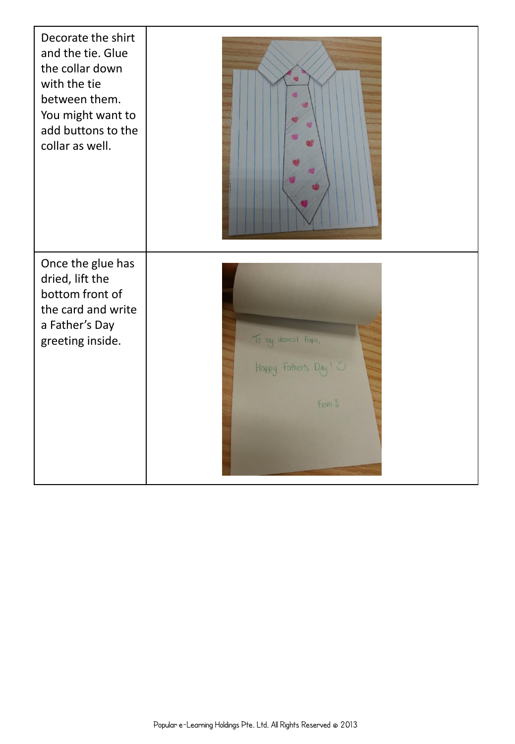| | |
|---|---|
| Decorate the shirt and the tie. Glue the collar down with the tie between them. You might want to add buttons to the collar as well. | |
| Once the glue has dried, lift the bottom front of the card and write a Father's Day greeting inside. | |